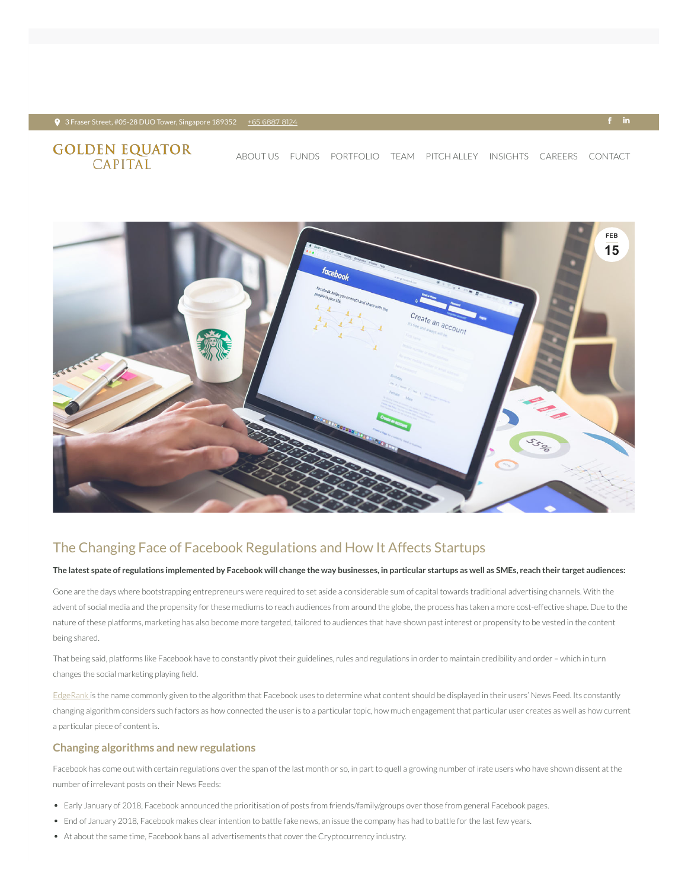3 Fraser Street, #05-28 DUO Tower, Singapore 189352 +65 6887 8124

GOLDEN EQUATOR CAPITAL

ABOUT US FUNDS PORTFOLIO TEAM PITCH ALLEY INSIGHTS CAREERS CONTACT

FEB 15

# The Changing Face of Facebook Regulations and How It Affects Startups

**The latest spate of regulations implemented by Facebook will change the way businesses, in particular startups as well as SMEs, reach their target audiences:**

Gone are the days where bootstrapping entrepreneurs were required to set aside a considerable sum of capital towards traditional advertising channels. With the advent of social media and the propensity for these mediums to reach audiences from around the globe, the process has taken a more cost-effective shape. Due to the nature of these platforms, marketing has also become more targeted, tailored to audiences that have shown past interest or propensity to be vested in the content being shared.

That being said, platforms like Facebook have to constantly pivot their guidelines, rules and regulations in order to maintain credibility and order – which in turn changes the social marketing playing field.

EdgeRank is the name commonly given to the algorithm that Facebook uses to determine what content should be displayed in their users' News Feed. Its constantly changing algorithm considers such factors as how connected the user is to a particular topic, how much engagement that particular user creates as well as how current a particular piece of content is.

## Changing algorithms and new regulations

Facebook has come out with certain regulations over the span of the last month or so, in part to quell a growing number of irate users who have shown dissent at the number of irrelevant posts on their News Feeds:

- Early January of 2018, Facebook announced the prioritisation of posts from friends/family/groups over those from general Facebook pages.
- End of January 2018, Facebook makes clear intention to battle fake news, an issue the company has had to battle for the last few years.
- At about the same time, Facebook bans all advertisements that cover the Cryptocurrency industry.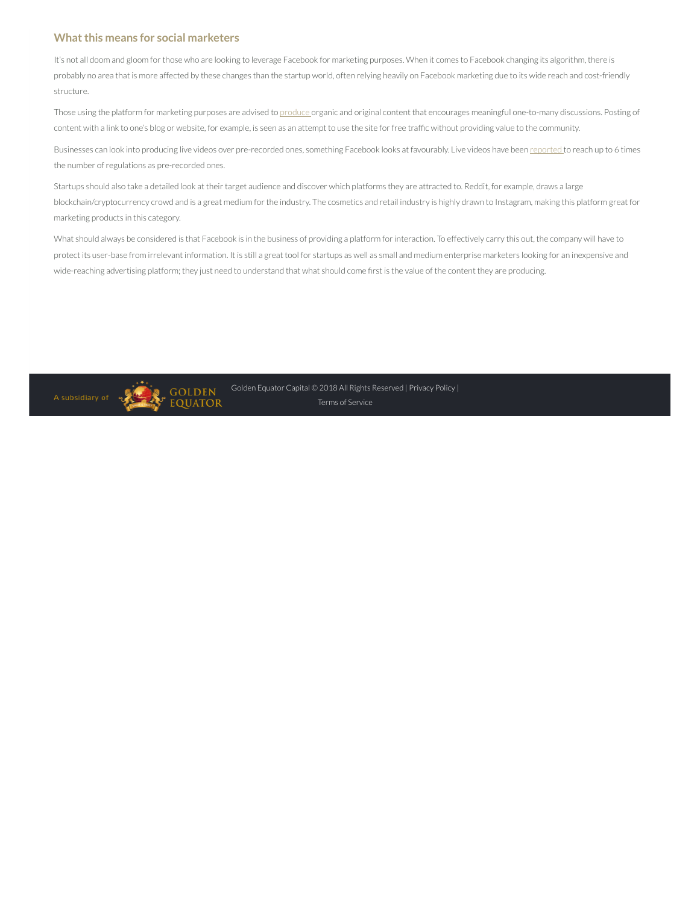## What this means for social marketers

It's not all doom and gloom for those who are looking to leverage Facebook for marketing purposes. When it comes to Facebook changing its algorithm, there is probably no area that is more affected by these changes than the startup world, often relying heavily on Facebook marketing due to its wide reach and cost-friendly structure.

Those using the platform for marketing purposes are advised to produce organic and original content that encourages meaningful one-to-many discussions. Posting of content with a link to one's blog or website, for example, is seen as an attempt to use the site for free traffic without providing value to the community.

Businesses can look into producing live videos over pre-recorded ones, something Facebook looks at favourably. Live videos have been reported to reach up to 6 times the number of regulations as pre-recorded ones.

Startups should also take a detailed look at their target audience and discover which platforms they are attracted to. Reddit, for example, draws a large blockchain/cryptocurrency crowd and is a great medium for the industry. The cosmetics and retail industry is highly drawn to Instagram, making this platform great for marketing products in this category.

What should always be considered is that Facebook is in the business of providing a platform for interaction. To effectively carry this out, the company will have to protect its user-base from irrelevant information. It is still a great tool for startups as well as small and medium enterprise marketers looking for an inexpensive and wide-reaching advertising platform; they just need to understand that what should come first is the value of the content they are producing.